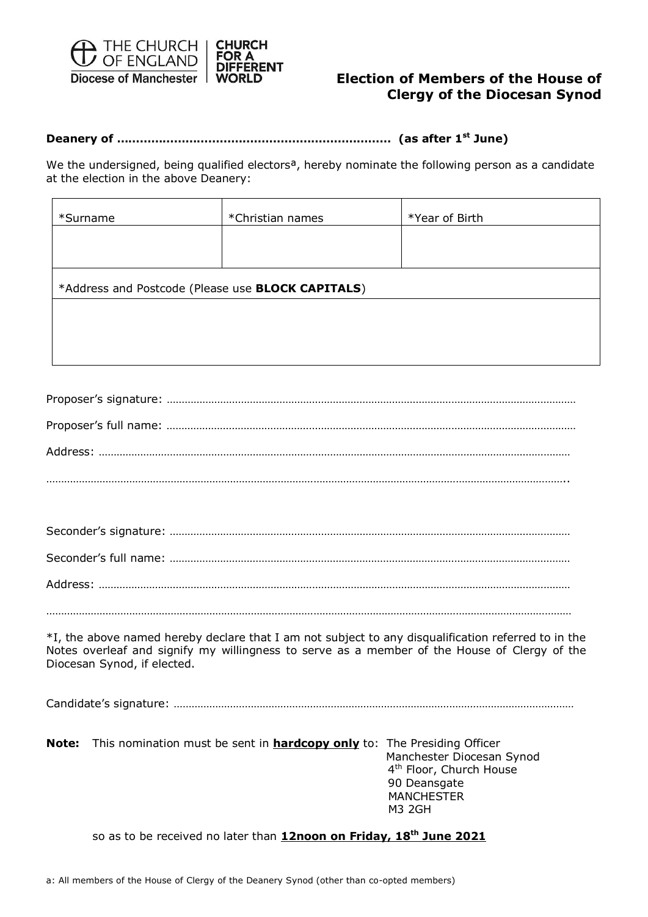THE CHURCH OF ENGLAND | CHURCH FOR A DIFFERENT WORLD
Diocese of Manchester

# Election of Members of the House of Clergy of the Diocesan Synod

**Deanery of ……………………………………………………………… (as after 1st June)**

We the undersigned, being qualified electors[a], hereby nominate the following person as a candidate at the election in the above Deanery:

| *Surname | *Christian names | *Year of Birth |
|---|---|---|
| | | |
| *Address and Postcode (Please use **BLOCK CAPITALS**) | | |
| | | |

Proposer's signature: ……………………………………………………………………………………………………………………

Proposer's full name: ……………………………………………………………………………………………………………………

Address: ……………………………………………………………………………………………………………………………………

……………………………………………………………………………………………………………………………………………………

Seconder's signature: ……………………………………………………………………………………………………………………

Seconder's full name: ……………………………………………………………………………………………………………………

Address: ……………………………………………………………………………………………………………………………………

……………………………………………………………………………………………………………………………………………………

*I, the above named hereby declare that I am not subject to any disqualification referred to in the Notes overleaf and signify my willingness to serve as a member of the House of Clergy of the Diocesan Synod, if elected.

Candidate's signature: ……………………………………………………………………………………………………………………

**Note:** This nomination must be sent in **hardcopy only** to: The Presiding Officer
Manchester Diocesan Synod
4th Floor, Church House
90 Deansgate
MANCHESTER
M3 2GH

so as to be received no later than **12noon on Friday, 18th June 2021**

a: All members of the House of Clergy of the Deanery Synod (other than co-opted members)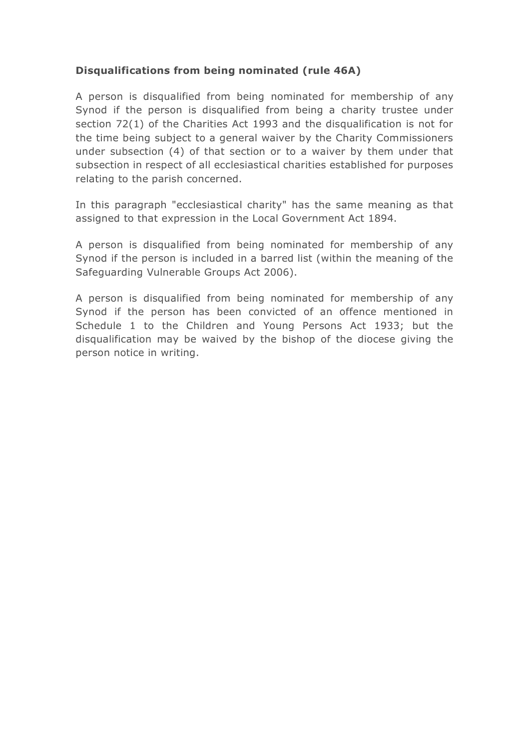**Disqualifications from being nominated (rule 46A)**

A person is disqualified from being nominated for membership of any Synod if the person is disqualified from being a charity trustee under section 72(1) of the Charities Act 1993 and the disqualification is not for the time being subject to a general waiver by the Charity Commissioners under subsection (4) of that section or to a waiver by them under that subsection in respect of all ecclesiastical charities established for purposes relating to the parish concerned.

In this paragraph "ecclesiastical charity" has the same meaning as that assigned to that expression in the Local Government Act 1894.

A person is disqualified from being nominated for membership of any Synod if the person is included in a barred list (within the meaning of the Safeguarding Vulnerable Groups Act 2006).

A person is disqualified from being nominated for membership of any Synod if the person has been convicted of an offence mentioned in Schedule 1 to the Children and Young Persons Act 1933; but the disqualification may be waived by the bishop of the diocese giving the person notice in writing.